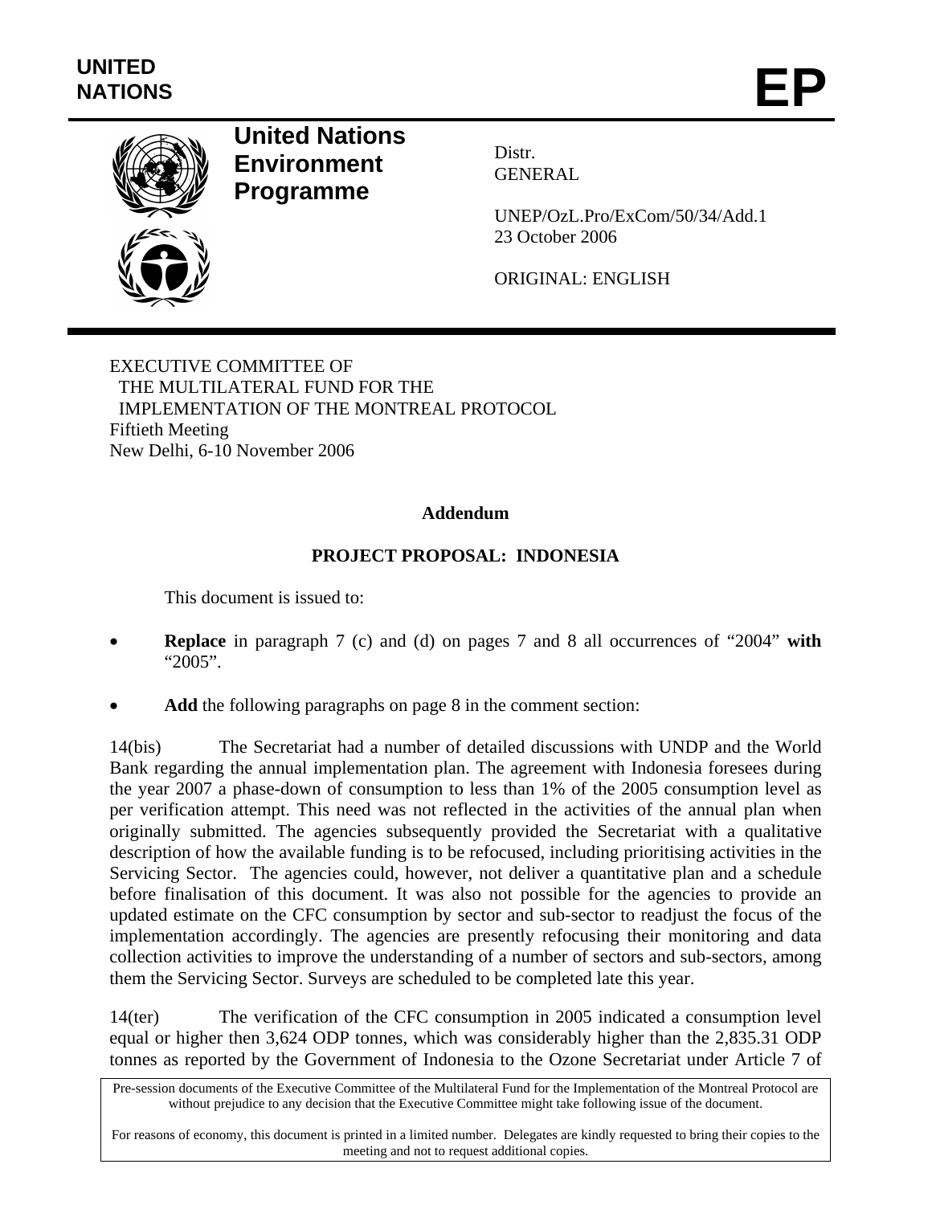UNITED NATIONS

# EP

**United Nations Environment Programme**

Distr.
GENERAL

UNEP/OzL.Pro/ExCom/50/34/Add.1
23 October 2006

ORIGINAL: ENGLISH

EXECUTIVE COMMITTEE OF
THE MULTILATERAL FUND FOR THE
IMPLEMENTATION OF THE MONTREAL PROTOCOL
Fiftieth Meeting
New Delhi, 6-10 November 2006

**Addendum**

**PROJECT PROPOSAL: INDONESIA**

This document is issued to:

- **Replace** in paragraph 7 (c) and (d) on pages 7 and 8 all occurrences of "2004" **with** "2005".
- **Add** the following paragraphs on page 8 in the comment section:

14(bis) The Secretariat had a number of detailed discussions with UNDP and the World Bank regarding the annual implementation plan. The agreement with Indonesia foresees during the year 2007 a phase-down of consumption to less than 1% of the 2005 consumption level as per verification attempt. This need was not reflected in the activities of the annual plan when originally submitted. The agencies subsequently provided the Secretariat with a qualitative description of how the available funding is to be refocused, including prioritising activities in the Servicing Sector. The agencies could, however, not deliver a quantitative plan and a schedule before finalisation of this document. It was also not possible for the agencies to provide an updated estimate on the CFC consumption by sector and sub-sector to readjust the focus of the implementation accordingly. The agencies are presently refocusing their monitoring and data collection activities to improve the understanding of a number of sectors and sub-sectors, among them the Servicing Sector. Surveys are scheduled to be completed late this year.

14(ter) The verification of the CFC consumption in 2005 indicated a consumption level equal or higher then 3,624 ODP tonnes, which was considerably higher than the 2,835.31 ODP tonnes as reported by the Government of Indonesia to the Ozone Secretariat under Article 7 of

Pre-session documents of the Executive Committee of the Multilateral Fund for the Implementation of the Montreal Protocol are without prejudice to any decision that the Executive Committee might take following issue of the document.

For reasons of economy, this document is printed in a limited number. Delegates are kindly requested to bring their copies to the meeting and not to request additional copies.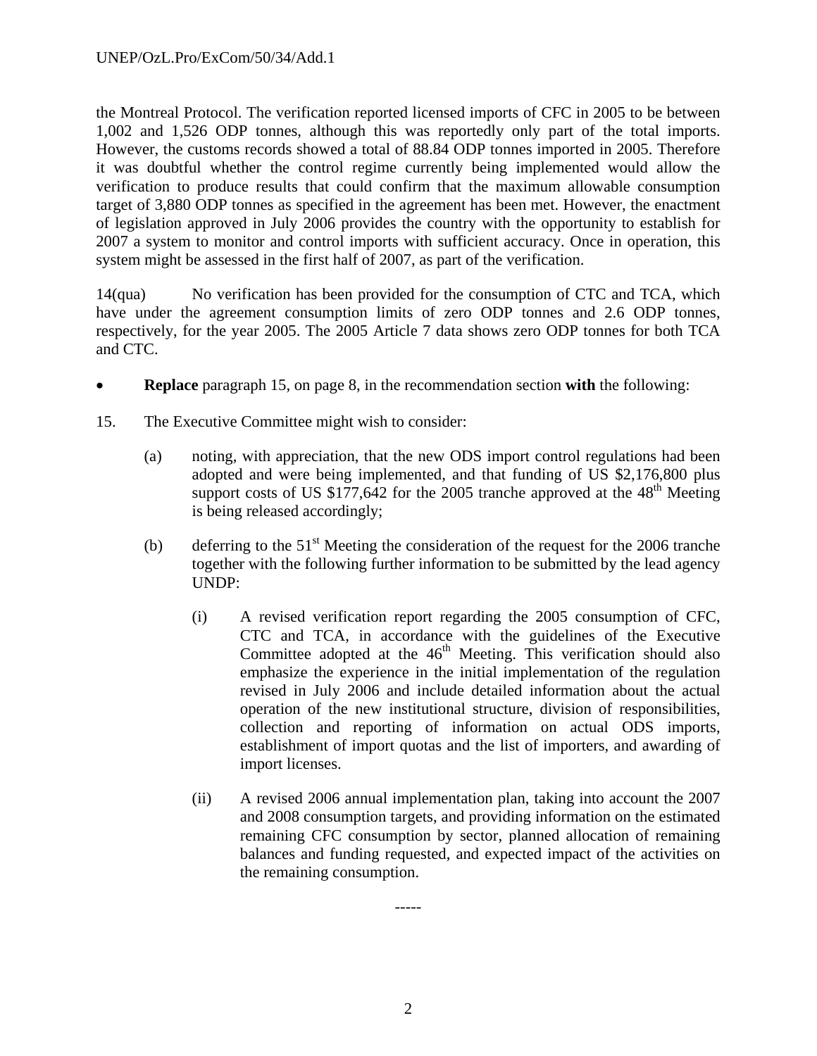the Montreal Protocol. The verification reported licensed imports of CFC in 2005 to be between 1,002 and 1,526 ODP tonnes, although this was reportedly only part of the total imports. However, the customs records showed a total of 88.84 ODP tonnes imported in 2005. Therefore it was doubtful whether the control regime currently being implemented would allow the verification to produce results that could confirm that the maximum allowable consumption target of 3,880 ODP tonnes as specified in the agreement has been met. However, the enactment of legislation approved in July 2006 provides the country with the opportunity to establish for 2007 a system to monitor and control imports with sufficient accuracy. Once in operation, this system might be assessed in the first half of 2007, as part of the verification.

14(qua) No verification has been provided for the consumption of CTC and TCA, which have under the agreement consumption limits of zero ODP tonnes and 2.6 ODP tonnes, respectively, for the year 2005. The 2005 Article 7 data shows zero ODP tonnes for both TCA and CTC.

- **Replace** paragraph 15, on page 8, in the recommendation section **with** the following:

15. The Executive Committee might wish to consider:

    (a) noting, with appreciation, that the new ODS import control regulations had been adopted and were being implemented, and that funding of US $2,176,800 plus support costs of US $177,642 for the 2005 tranche approved at the 48th Meeting is being released accordingly;

    (b) deferring to the 51st Meeting the consideration of the request for the 2006 tranche together with the following further information to be submitted by the lead agency UNDP:

        (i) A revised verification report regarding the 2005 consumption of CFC, CTC and TCA, in accordance with the guidelines of the Executive Committee adopted at the 46th Meeting. This verification should also emphasize the experience in the initial implementation of the regulation revised in July 2006 and include detailed information about the actual operation of the new institutional structure, division of responsibilities, collection and reporting of information on actual ODS imports, establishment of import quotas and the list of importers, and awarding of import licenses.

        (ii) A revised 2006 annual implementation plan, taking into account the 2007 and 2008 consumption targets, and providing information on the estimated remaining CFC consumption by sector, planned allocation of remaining balances and funding requested, and expected impact of the activities on the remaining consumption.

-----